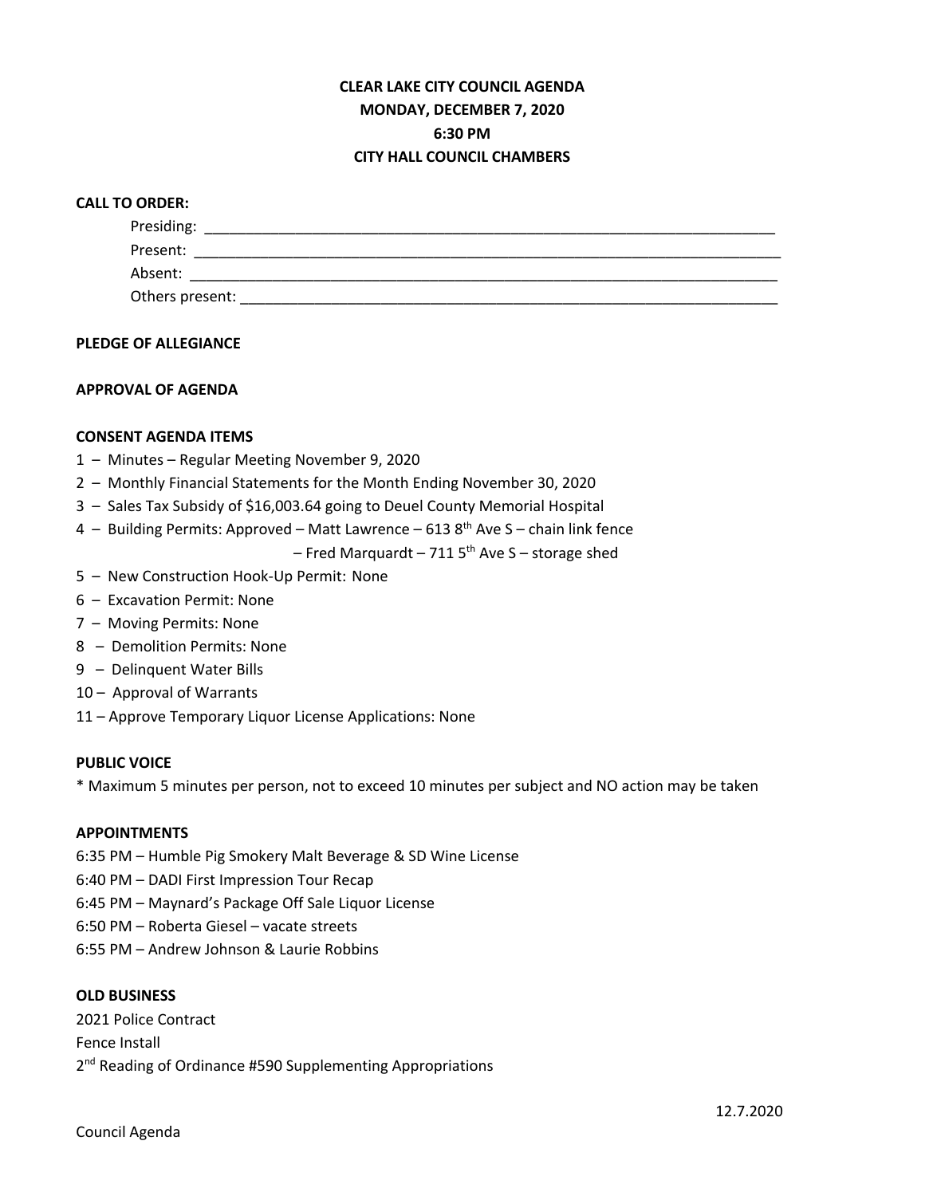# CLEAR LAKE CITY COUNCIL AGENDA
## MONDAY, DECEMBER 7, 2020
## 6:30 PM
## CITY HALL COUNCIL CHAMBERS

**CALL TO ORDER:**

Presiding: ______________________________________________________________________

Present: _______________________________________________________________________

Absent: ________________________________________________________________________

Others present: _________________________________________________________________

**PLEDGE OF ALLEGIANCE**

**APPROVAL OF AGENDA**

**CONSENT AGENDA ITEMS**

1 – Minutes – Regular Meeting November 9, 2020
2 – Monthly Financial Statements for the Month Ending November 30, 2020
3 – Sales Tax Subsidy of $16,003.64 going to Deuel County Memorial Hospital
4 – Building Permits: Approved – Matt Lawrence – 613 8th Ave S – chain link fence
– Fred Marquardt – 711 5th Ave S – storage shed
5 – New Construction Hook-Up Permit: None
6 – Excavation Permit: None
7 – Moving Permits: None
8 – Demolition Permits: None
9 – Delinquent Water Bills
10 – Approval of Warrants
11 – Approve Temporary Liquor License Applications: None

**PUBLIC VOICE**

* Maximum 5 minutes per person, not to exceed 10 minutes per subject and NO action may be taken

**APPOINTMENTS**

6:35 PM – Humble Pig Smokery Malt Beverage & SD Wine License
6:40 PM – DADI First Impression Tour Recap
6:45 PM – Maynard's Package Off Sale Liquor License
6:50 PM – Roberta Giesel – vacate streets
6:55 PM – Andrew Johnson & Laurie Robbins

**OLD BUSINESS**

2021 Police Contract
Fence Install
2nd Reading of Ordinance #590 Supplementing Appropriations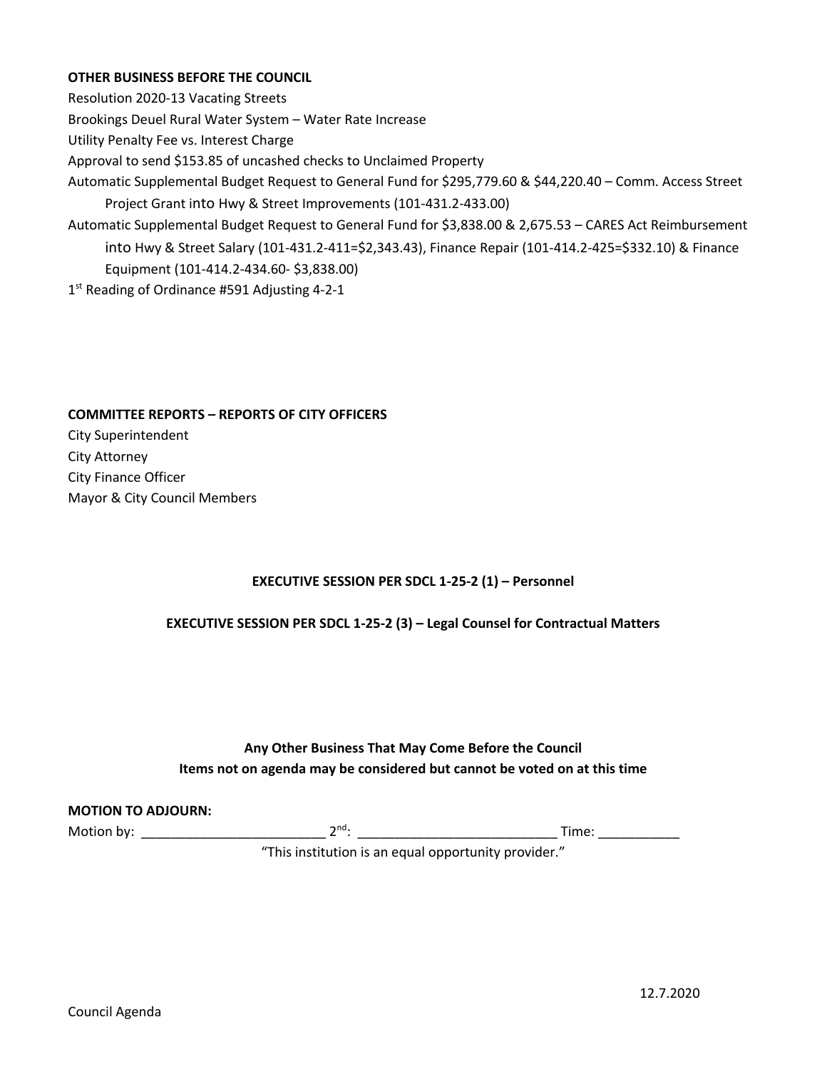**OTHER BUSINESS BEFORE THE COUNCIL**

Resolution 2020-13 Vacating Streets

Brookings Deuel Rural Water System – Water Rate Increase

Utility Penalty Fee vs. Interest Charge

Approval to send $153.85 of uncashed checks to Unclaimed Property

Automatic Supplemental Budget Request to General Fund for $295,779.60 & $44,220.40 – Comm. Access Street Project Grant into Hwy & Street Improvements (101-431.2-433.00)

Automatic Supplemental Budget Request to General Fund for $3,838.00 & 2,675.53 – CARES Act Reimbursement into Hwy & Street Salary (101-431.2-411=$2,343.43), Finance Repair (101-414.2-425=$332.10) & Finance Equipment (101-414.2-434.60- $3,838.00)

1st Reading of Ordinance #591 Adjusting 4-2-1

**COMMITTEE REPORTS – REPORTS OF CITY OFFICERS**

City Superintendent

City Attorney

City Finance Officer

Mayor & City Council Members

**EXECUTIVE SESSION PER SDCL 1-25-2 (1) – Personnel**

**EXECUTIVE SESSION PER SDCL 1-25-2 (3) – Legal Counsel for Contractual Matters**

**Any Other Business That May Come Before the Council**

**Items not on agenda may be considered but cannot be voted on at this time**

**MOTION TO ADJOURN:**

Motion by: ________________________ 2nd: __________________________ Time: ___________

"This institution is an equal opportunity provider."

12.7.2020

Council Agenda